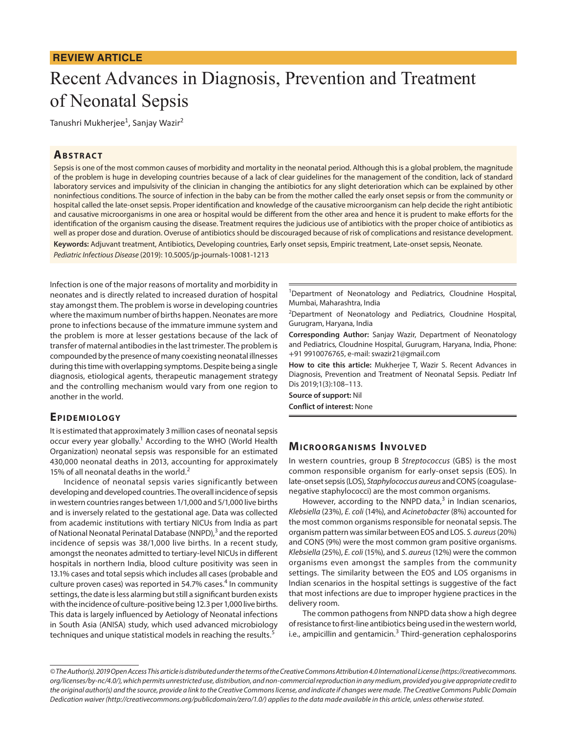**REVIEW ARTICLE**

# Recent Advances in Diagnosis, Prevention and Treatment of Neonatal Sepsis

Tanushri Mukherjee[1], Sanjay Wazir[2]

## Abstract

Sepsis is one of the most common causes of morbidity and mortality in the neonatal period. Although this is a global problem, the magnitude of the problem is huge in developing countries because of a lack of clear guidelines for the management of the condition, lack of standard laboratory services and impulsivity of the clinician in changing the antibiotics for any slight deterioration which can be explained by other noninfectious conditions. The source of infection in the baby can be from the mother called the early onset sepsis or from the community or hospital called the late-onset sepsis. Proper identification and knowledge of the causative microorganism can help decide the right antibiotic and causative microorganisms in one area or hospital would be different from the other area and hence it is prudent to make efforts for the identification of the organism causing the disease. Treatment requires the judicious use of antibiotics with the proper choice of antibiotics as well as proper dose and duration. Overuse of antibiotics should be discouraged because of risk of complications and resistance development.

**Keywords:** Adjuvant treatment, Antibiotics, Developing countries, Early onset sepsis, Empiric treatment, Late-onset sepsis, Neonate.

*Pediatric Infectious Disease* (2019): 10.5005/jp-journals-10081-1213

Infection is one of the major reasons of mortality and morbidity in neonates and is directly related to increased duration of hospital stay amongst them. The problem is worse in developing countries where the maximum number of births happen. Neonates are more prone to infections because of the immature immune system and the problem is more at lesser gestations because of the lack of transfer of maternal antibodies in the last trimester. The problem is compounded by the presence of many coexisting neonatal illnesses during this time with overlapping symptoms. Despite being a single diagnosis, etiological agents, therapeutic management strategy and the controlling mechanism would vary from one region to another in the world.

[1]Department of Neonatology and Pediatrics, Cloudnine Hospital, Mumbai, Maharashtra, India

[2]Department of Neonatology and Pediatrics, Cloudnine Hospital, Gurugram, Haryana, India

**Corresponding Author:** Sanjay Wazir, Department of Neonatology and Pediatrics, Cloudnine Hospital, Gurugram, Haryana, India, Phone: +91 9910076765, e-mail: swazir21@gmail.com

**How to cite this article:** Mukherjee T, Wazir S. Recent Advances in Diagnosis, Prevention and Treatment of Neonatal Sepsis. Pediatr Inf Dis 2019;1(3):108–113.

**Source of support:** Nil

**Conflict of interest:** None

## Epidemiology

It is estimated that approximately 3 million cases of neonatal sepsis occur every year globally.[1] According to the WHO (World Health Organization) neonatal sepsis was responsible for an estimated 430,000 neonatal deaths in 2013, accounting for approximately 15% of all neonatal deaths in the world.[2]

Incidence of neonatal sepsis varies significantly between developing and developed countries. The overall incidence of sepsis in western countries ranges between 1/1,000 and 5/1,000 live births and is inversely related to the gestational age. Data was collected from academic institutions with tertiary NICUs from India as part of National Neonatal Perinatal Database (NNPD),[3] and the reported incidence of sepsis was 38/1,000 live births. In a recent study, amongst the neonates admitted to tertiary-level NICUs in different hospitals in northern India, blood culture positivity was seen in 13.1% cases and total sepsis which includes all cases (probable and culture proven cases) was reported in 54.7% cases.[4] In community settings, the date is less alarming but still a significant burden exists with the incidence of culture-positive being 12.3 per 1,000 live births. This data is largely influenced by Aetiology of Neonatal infections in South Asia (ANISA) study, which used advanced microbiology techniques and unique statistical models in reaching the results.[5]

## Microorganisms Involved

In western countries, group B *Streptococcus* (GBS) is the most common responsible organism for early-onset sepsis (EOS). In late-onset sepsis (LOS), *Staphylococcus aureus* and CONS (coagulase-negative staphylococci) are the most common organisms.

However, according to the NNPD data,[3] in Indian scenarios, *Klebsiella* (23%), *E. coli* (14%), and *Acinetobacter* (8%) accounted for the most common organisms responsible for neonatal sepsis. The organism pattern was similar between EOS and LOS. *S. aureus* (20%) and CONS (9%) were the most common gram positive organisms. *Klebsiella* (25%), *E. coli* (15%), and *S. aureus* (12%) were the common organisms even amongst the samples from the community settings. The similarity between the EOS and LOS organisms in Indian scenarios in the hospital settings is suggestive of the fact that most infections are due to improper hygiene practices in the delivery room.

The common pathogens from NNPD data show a high degree of resistance to first-line antibiotics being used in the western world, i.e., ampicillin and gentamicin.[3] Third-generation cephalosporins

*© The Author(s). 2019 Open Access This article is distributed under the terms of the Creative Commons Attribution 4.0 International License (https://creativecommons.org/licenses/by-nc/4.0/), which permits unrestricted use, distribution, and non-commercial reproduction in any medium, provided you give appropriate credit to the original author(s) and the source, provide a link to the Creative Commons license, and indicate if changes were made. The Creative Commons Public Domain Dedication waiver (http://creativecommons.org/publicdomain/zero/1.0/) applies to the data made available in this article, unless otherwise stated.*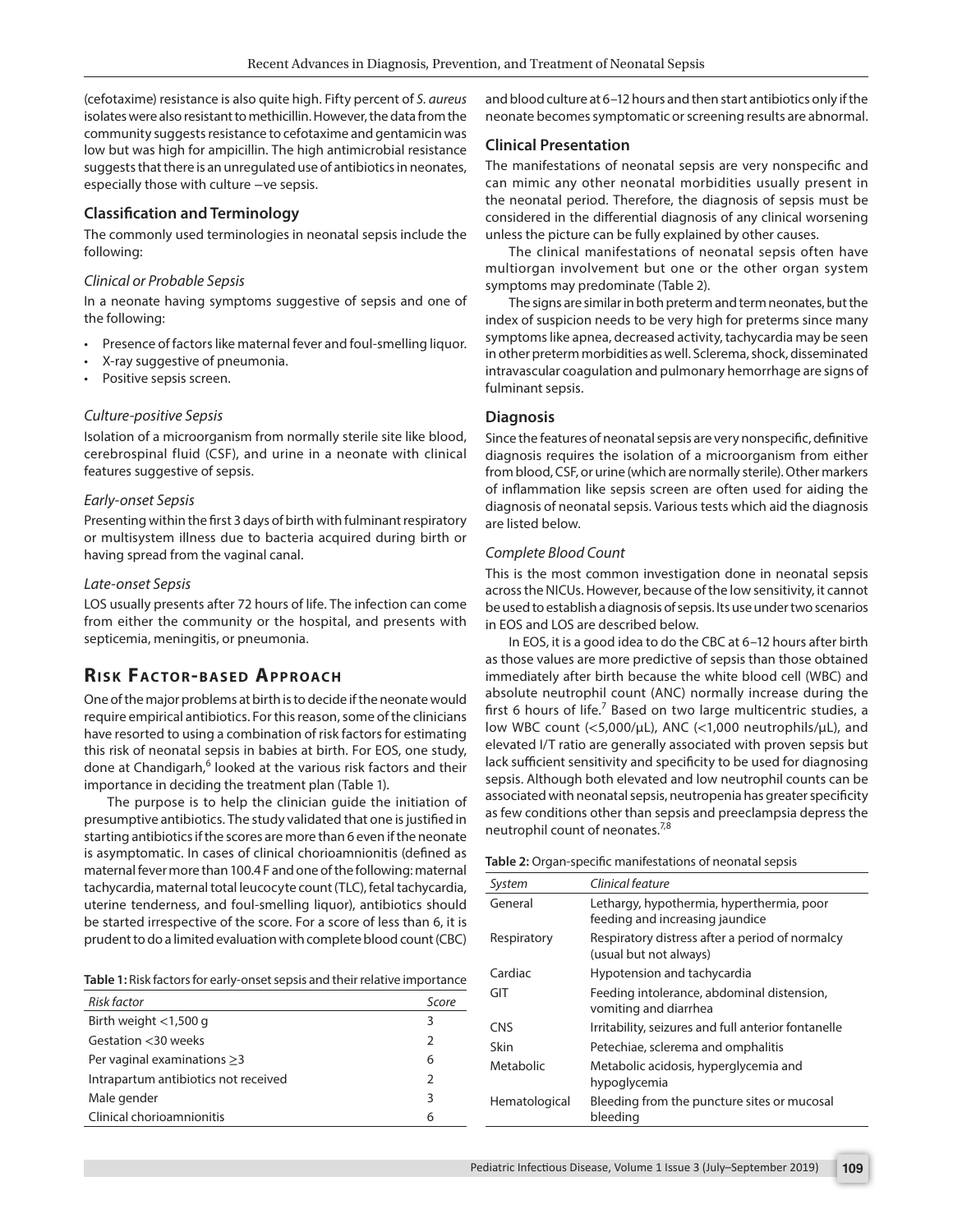(cefotaxime) resistance is also quite high. Fifty percent of *S. aureus* isolates were also resistant to methicillin. However, the data from the community suggests resistance to cefotaxime and gentamicin was low but was high for ampicillin. The high antimicrobial resistance suggests that there is an unregulated use of antibiotics in neonates, especially those with culture −ve sepsis.

### Classification and Terminology

The commonly used terminologies in neonatal sepsis include the following:

#### *Clinical or Probable Sepsis*

In a neonate having symptoms suggestive of sepsis and one of the following:

- Presence of factors like maternal fever and foul-smelling liquor.
- X-ray suggestive of pneumonia.
- Positive sepsis screen.

#### *Culture-positive Sepsis*

Isolation of a microorganism from normally sterile site like blood, cerebrospinal fluid (CSF), and urine in a neonate with clinical features suggestive of sepsis.

#### *Early-onset Sepsis*

Presenting within the first 3 days of birth with fulminant respiratory or multisystem illness due to bacteria acquired during birth or having spread from the vaginal canal.

#### *Late-onset Sepsis*

LOS usually presents after 72 hours of life. The infection can come from either the community or the hospital, and presents with septicemia, meningitis, or pneumonia.

## Risk Factor-based Approach

One of the major problems at birth is to decide if the neonate would require empirical antibiotics. For this reason, some of the clinicians have resorted to using a combination of risk factors for estimating this risk of neonatal sepsis in babies at birth. For EOS, one study, done at Chandigarh,[6] looked at the various risk factors and their importance in deciding the treatment plan (Table 1).

The purpose is to help the clinician guide the initiation of presumptive antibiotics. The study validated that one is justified in starting antibiotics if the scores are more than 6 even if the neonate is asymptomatic. In cases of clinical chorioamnionitis (defined as maternal fever more than 100.4 F and one of the following: maternal tachycardia, maternal total leucocyte count (TLC), fetal tachycardia, uterine tenderness, and foul-smelling liquor), antibiotics should be started irrespective of the score. For a score of less than 6, it is prudent to do a limited evaluation with complete blood count (CBC) and blood culture at 6–12 hours and then start antibiotics only if the neonate becomes symptomatic or screening results are abnormal.

**Table 1:** Risk factors for early-onset sepsis and their relative importance

| *Risk factor* | *Score* |
|---|---|
| Birth weight <1,500 g | 3 |
| Gestation <30 weeks | 2 |
| Per vaginal examinations ≥3 | 6 |
| Intrapartum antibiotics not received | 2 |
| Male gender | 3 |
| Clinical chorioamnionitis | 6 |

### Clinical Presentation

The manifestations of neonatal sepsis are very nonspecific and can mimic any other neonatal morbidities usually present in the neonatal period. Therefore, the diagnosis of sepsis must be considered in the differential diagnosis of any clinical worsening unless the picture can be fully explained by other causes.

The clinical manifestations of neonatal sepsis often have multiorgan involvement but one or the other organ system symptoms may predominate (Table 2).

The signs are similar in both preterm and term neonates, but the index of suspicion needs to be very high for preterms since many symptoms like apnea, decreased activity, tachycardia may be seen in other preterm morbidities as well. Sclerema, shock, disseminated intravascular coagulation and pulmonary hemorrhage are signs of fulminant sepsis.

### Diagnosis

Since the features of neonatal sepsis are very nonspecific, definitive diagnosis requires the isolation of a microorganism from either from blood, CSF, or urine (which are normally sterile). Other markers of inflammation like sepsis screen are often used for aiding the diagnosis of neonatal sepsis. Various tests which aid the diagnosis are listed below.

#### *Complete Blood Count*

This is the most common investigation done in neonatal sepsis across the NICUs. However, because of the low sensitivity, it cannot be used to establish a diagnosis of sepsis. Its use under two scenarios in EOS and LOS are described below.

In EOS, it is a good idea to do the CBC at 6–12 hours after birth as those values are more predictive of sepsis than those obtained immediately after birth because the white blood cell (WBC) and absolute neutrophil count (ANC) normally increase during the first 6 hours of life.[7] Based on two large multicentric studies, a low WBC count (<5,000/μL), ANC (<1,000 neutrophils/μL), and elevated I/T ratio are generally associated with proven sepsis but lack sufficient sensitivity and specificity to be used for diagnosing sepsis. Although both elevated and low neutrophil counts can be associated with neonatal sepsis, neutropenia has greater specificity as few conditions other than sepsis and preeclampsia depress the neutrophil count of neonates.[7,8]

**Table 2:** Organ-specific manifestations of neonatal sepsis

| *System* | *Clinical feature* |
|---|---|
| General | Lethargy, hypothermia, hyperthermia, poor feeding and increasing jaundice |
| Respiratory | Respiratory distress after a period of normalcy (usual but not always) |
| Cardiac | Hypotension and tachycardia |
| GIT | Feeding intolerance, abdominal distension, vomiting and diarrhea |
| CNS | Irritability, seizures and full anterior fontanelle |
| Skin | Petechiae, sclerema and omphalitis |
| Metabolic | Metabolic acidosis, hyperglycemia and hypoglycemia |
| Hematological | Bleeding from the puncture sites or mucosal bleeding |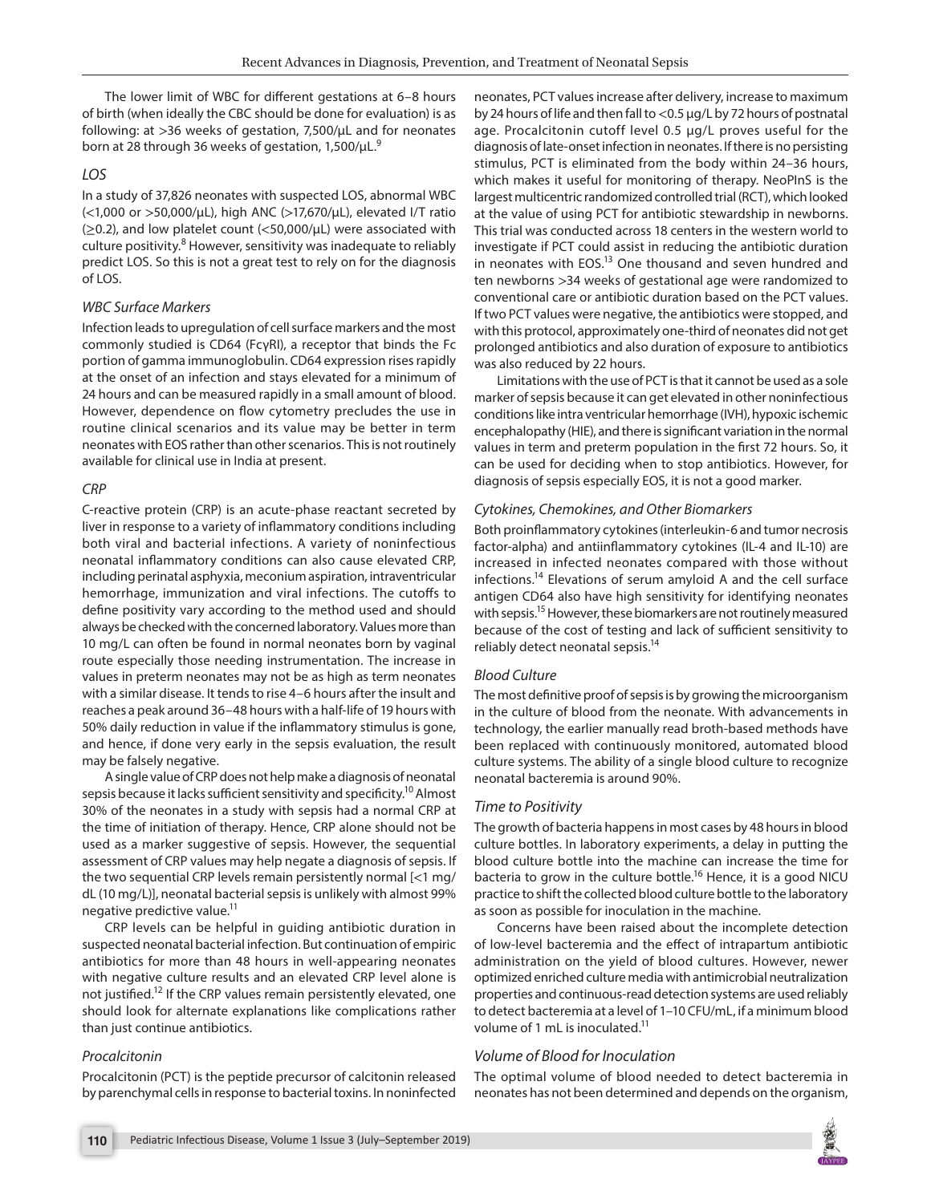The lower limit of WBC for different gestations at 6–8 hours of birth (when ideally the CBC should be done for evaluation) is as following: at >36 weeks of gestation, 7,500/μL and for neonates born at 28 through 36 weeks of gestation, 1,500/μL.[9]

### *LOS*

In a study of 37,826 neonates with suspected LOS, abnormal WBC (<1,000 or >50,000/μL), high ANC (>17,670/μL), elevated I/T ratio (≥0.2), and low platelet count (<50,000/μL) were associated with culture positivity.[8] However, sensitivity was inadequate to reliably predict LOS. So this is not a great test to rely on for the diagnosis of LOS.

### *WBC Surface Markers*

Infection leads to upregulation of cell surface markers and the most commonly studied is CD64 (FcγRI), a receptor that binds the Fc portion of gamma immunoglobulin. CD64 expression rises rapidly at the onset of an infection and stays elevated for a minimum of 24 hours and can be measured rapidly in a small amount of blood. However, dependence on flow cytometry precludes the use in routine clinical scenarios and its value may be better in term neonates with EOS rather than other scenarios. This is not routinely available for clinical use in India at present.

### *CRP*

C-reactive protein (CRP) is an acute-phase reactant secreted by liver in response to a variety of inflammatory conditions including both viral and bacterial infections. A variety of noninfectious neonatal inflammatory conditions can also cause elevated CRP, including perinatal asphyxia, meconium aspiration, intraventricular hemorrhage, immunization and viral infections. The cutoffs to define positivity vary according to the method used and should always be checked with the concerned laboratory. Values more than 10 mg/L can often be found in normal neonates born by vaginal route especially those needing instrumentation. The increase in values in preterm neonates may not be as high as term neonates with a similar disease. It tends to rise 4–6 hours after the insult and reaches a peak around 36–48 hours with a half-life of 19 hours with 50% daily reduction in value if the inflammatory stimulus is gone, and hence, if done very early in the sepsis evaluation, the result may be falsely negative.

A single value of CRP does not help make a diagnosis of neonatal sepsis because it lacks sufficient sensitivity and specificity.[10] Almost 30% of the neonates in a study with sepsis had a normal CRP at the time of initiation of therapy. Hence, CRP alone should not be used as a marker suggestive of sepsis. However, the sequential assessment of CRP values may help negate a diagnosis of sepsis. If the two sequential CRP levels remain persistently normal [<1 mg/dL (10 mg/L)], neonatal bacterial sepsis is unlikely with almost 99% negative predictive value.[11]

CRP levels can be helpful in guiding antibiotic duration in suspected neonatal bacterial infection. But continuation of empiric antibiotics for more than 48 hours in well-appearing neonates with negative culture results and an elevated CRP level alone is not justified.[12] If the CRP values remain persistently elevated, one should look for alternate explanations like complications rather than just continue antibiotics.

### *Procalcitonin*

Procalcitonin (PCT) is the peptide precursor of calcitonin released by parenchymal cells in response to bacterial toxins. In noninfected neonates, PCT values increase after delivery, increase to maximum by 24 hours of life and then fall to <0.5 μg/L by 72 hours of postnatal age. Procalcitonin cutoff level 0.5 μg/L proves useful for the diagnosis of late-onset infection in neonates. If there is no persisting stimulus, PCT is eliminated from the body within 24–36 hours, which makes it useful for monitoring of therapy. NeoPInS is the largest multicentric randomized controlled trial (RCT), which looked at the value of using PCT for antibiotic stewardship in newborns. This trial was conducted across 18 centers in the western world to investigate if PCT could assist in reducing the antibiotic duration in neonates with EOS.[13] One thousand and seven hundred and ten newborns >34 weeks of gestational age were randomized to conventional care or antibiotic duration based on the PCT values. If two PCT values were negative, the antibiotics were stopped, and with this protocol, approximately one-third of neonates did not get prolonged antibiotics and also duration of exposure to antibiotics was also reduced by 22 hours.

Limitations with the use of PCT is that it cannot be used as a sole marker of sepsis because it can get elevated in other noninfectious conditions like intra ventricular hemorrhage (IVH), hypoxic ischemic encephalopathy (HIE), and there is significant variation in the normal values in term and preterm population in the first 72 hours. So, it can be used for deciding when to stop antibiotics. However, for diagnosis of sepsis especially EOS, it is not a good marker.

### *Cytokines, Chemokines, and Other Biomarkers*

Both proinflammatory cytokines (interleukin-6 and tumor necrosis factor-alpha) and antiinflammatory cytokines (IL-4 and IL-10) are increased in infected neonates compared with those without infections.[14] Elevations of serum amyloid A and the cell surface antigen CD64 also have high sensitivity for identifying neonates with sepsis.[15] However, these biomarkers are not routinely measured because of the cost of testing and lack of sufficient sensitivity to reliably detect neonatal sepsis.[14]

### *Blood Culture*

The most definitive proof of sepsis is by growing the microorganism in the culture of blood from the neonate. With advancements in technology, the earlier manually read broth-based methods have been replaced with continuously monitored, automated blood culture systems. The ability of a single blood culture to recognize neonatal bacteremia is around 90%.

### *Time to Positivity*

The growth of bacteria happens in most cases by 48 hours in blood culture bottles. In laboratory experiments, a delay in putting the blood culture bottle into the machine can increase the time for bacteria to grow in the culture bottle.[16] Hence, it is a good NICU practice to shift the collected blood culture bottle to the laboratory as soon as possible for inoculation in the machine.

Concerns have been raised about the incomplete detection of low-level bacteremia and the effect of intrapartum antibiotic administration on the yield of blood cultures. However, newer optimized enriched culture media with antimicrobial neutralization properties and continuous-read detection systems are used reliably to detect bacteremia at a level of 1–10 CFU/mL, if a minimum blood volume of 1 mL is inoculated.[11]

### *Volume of Blood for Inoculation*

The optimal volume of blood needed to detect bacteremia in neonates has not been determined and depends on the organism,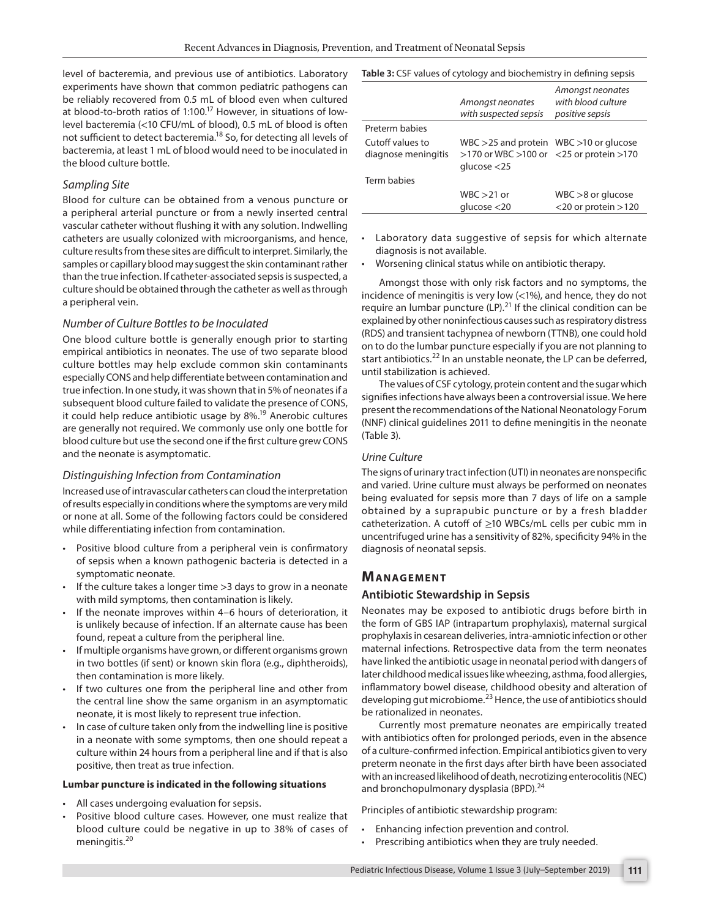level of bacteremia, and previous use of antibiotics. Laboratory experiments have shown that common pediatric pathogens can be reliably recovered from 0.5 mL of blood even when cultured at blood-to-broth ratios of 1:100.[17] However, in situations of low-level bacteremia (<10 CFU/mL of blood), 0.5 mL of blood is often not sufficient to detect bacteremia.[18] So, for detecting all levels of bacteremia, at least 1 mL of blood would need to be inoculated in the blood culture bottle.

### *Sampling Site*

Blood for culture can be obtained from a venous puncture or a peripheral arterial puncture or from a newly inserted central vascular catheter without flushing it with any solution. Indwelling catheters are usually colonized with microorganisms, and hence, culture results from these sites are difficult to interpret. Similarly, the samples or capillary blood may suggest the skin contaminant rather than the true infection. If catheter-associated sepsis is suspected, a culture should be obtained through the catheter as well as through a peripheral vein.

### *Number of Culture Bottles to be Inoculated*

One blood culture bottle is generally enough prior to starting empirical antibiotics in neonates. The use of two separate blood culture bottles may help exclude common skin contaminants especially CONS and help differentiate between contamination and true infection. In one study, it was shown that in 5% of neonates if a subsequent blood culture failed to validate the presence of CONS, it could help reduce antibiotic usage by 8%.[19] Anerobic cultures are generally not required. We commonly use only one bottle for blood culture but use the second one if the first culture grew CONS and the neonate is asymptomatic.

### *Distinguishing Infection from Contamination*

Increased use of intravascular catheters can cloud the interpretation of results especially in conditions where the symptoms are very mild or none at all. Some of the following factors could be considered while differentiating infection from contamination.

- Positive blood culture from a peripheral vein is confirmatory of sepsis when a known pathogenic bacteria is detected in a symptomatic neonate.
- If the culture takes a longer time >3 days to grow in a neonate with mild symptoms, then contamination is likely.
- If the neonate improves within 4–6 hours of deterioration, it is unlikely because of infection. If an alternate cause has been found, repeat a culture from the peripheral line.
- If multiple organisms have grown, or different organisms grown in two bottles (if sent) or known skin flora (e.g., diphtheroids), then contamination is more likely.
- If two cultures one from the peripheral line and other from the central line show the same organism in an asymptomatic neonate, it is most likely to represent true infection.
- In case of culture taken only from the indwelling line is positive in a neonate with some symptoms, then one should repeat a culture within 24 hours from a peripheral line and if that is also positive, then treat as true infection.

**Lumbar puncture is indicated in the following situations**

- All cases undergoing evaluation for sepsis.
- Positive blood culture cases. However, one must realize that blood culture could be negative in up to 38% of cases of meningitis.[20]
- Laboratory data suggestive of sepsis for which alternate diagnosis is not available.
- Worsening clinical status while on antibiotic therapy.

Amongst those with only risk factors and no symptoms, the incidence of meningitis is very low (<1%), and hence, they do not require an lumbar puncture (LP).[21] If the clinical condition can be explained by other noninfectious causes such as respiratory distress (RDS) and transient tachypnea of newborn (TTNB), one could hold on to do the lumbar puncture especially if you are not planning to start antibiotics.[22] In an unstable neonate, the LP can be deferred, until stabilization is achieved.

The values of CSF cytology, protein content and the sugar which signifies infections have always been a controversial issue. We here present the recommendations of the National Neonatology Forum (NNF) clinical guidelines 2011 to define meningitis in the neonate (Table 3).

**Table 3:** CSF values of cytology and biochemistry in defining sepsis

| | *Amongst neonates with suspected sepsis* | *Amongst neonates with blood culture positive sepsis* |
|---|---|---|
| Preterm babies | | |
| Cutoff values to diagnose meningitis | WBC >25 and protein >170 or WBC >100 or glucose <25 | WBC >10 or glucose <25 or protein >170 |
| Term babies | | |
| | WBC >21 or glucose <20 | WBC >8 or glucose <20 or protein >120 |

### *Urine Culture*

The signs of urinary tract infection (UTI) in neonates are nonspecific and varied. Urine culture must always be performed on neonates being evaluated for sepsis more than 7 days of life on a sample obtained by a suprapubic puncture or by a fresh bladder catheterization. A cutoff of ≥10 WBCs/mL cells per cubic mm in uncentrifuged urine has a sensitivity of 82%, specificity 94% in the diagnosis of neonatal sepsis.

## Management

### Antibiotic Stewardship in Sepsis

Neonates may be exposed to antibiotic drugs before birth in the form of GBS IAP (intrapartum prophylaxis), maternal surgical prophylaxis in cesarean deliveries, intra-amniotic infection or other maternal infections. Retrospective data from the term neonates have linked the antibiotic usage in neonatal period with dangers of later childhood medical issues like wheezing, asthma, food allergies, inflammatory bowel disease, childhood obesity and alteration of developing gut microbiome.[23] Hence, the use of antibiotics should be rationalized in neonates.

Currently most premature neonates are empirically treated with antibiotics often for prolonged periods, even in the absence of a culture-confirmed infection. Empirical antibiotics given to very preterm neonate in the first days after birth have been associated with an increased likelihood of death, necrotizing enterocolitis (NEC) and bronchopulmonary dysplasia (BPD).[24]

Principles of antibiotic stewardship program:

- Enhancing infection prevention and control.
- Prescribing antibiotics when they are truly needed.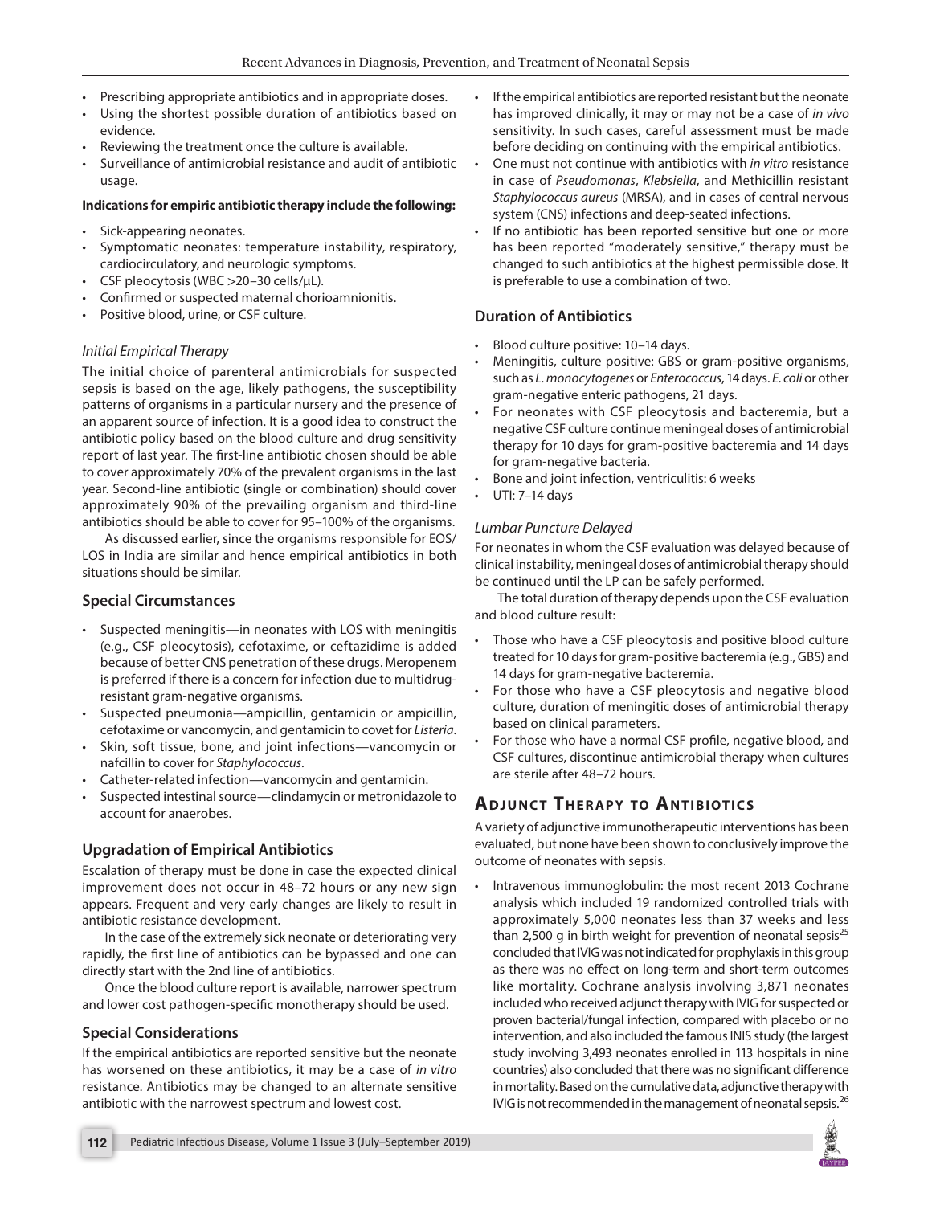- Prescribing appropriate antibiotics and in appropriate doses.
- Using the shortest possible duration of antibiotics based on evidence.
- Reviewing the treatment once the culture is available.
- Surveillance of antimicrobial resistance and audit of antibiotic usage.

**Indications for empiric antibiotic therapy include the following:**

- Sick-appearing neonates.
- Symptomatic neonates: temperature instability, respiratory, cardiocirculatory, and neurologic symptoms.
- CSF pleocytosis (WBC >20–30 cells/µL).
- Confirmed or suspected maternal chorioamnionitis.
- Positive blood, urine, or CSF culture.

### *Initial Empirical Therapy*

The initial choice of parenteral antimicrobials for suspected sepsis is based on the age, likely pathogens, the susceptibility patterns of organisms in a particular nursery and the presence of an apparent source of infection. It is a good idea to construct the antibiotic policy based on the blood culture and drug sensitivity report of last year. The first-line antibiotic chosen should be able to cover approximately 70% of the prevalent organisms in the last year. Second-line antibiotic (single or combination) should cover approximately 90% of the prevailing organism and third-line antibiotics should be able to cover for 95–100% of the organisms.

As discussed earlier, since the organisms responsible for EOS/LOS in India are similar and hence empirical antibiotics in both situations should be similar.

## Special Circumstances

- Suspected meningitis—in neonates with LOS with meningitis (e.g., CSF pleocytosis), cefotaxime, or ceftazidime is added because of better CNS penetration of these drugs. Meropenem is preferred if there is a concern for infection due to multidrug-resistant gram-negative organisms.
- Suspected pneumonia—ampicillin, gentamicin or ampicillin, cefotaxime or vancomycin, and gentamicin to covet for *Listeria*.
- Skin, soft tissue, bone, and joint infections—vancomycin or nafcillin to cover for *Staphylococcus*.
- Catheter-related infection—vancomycin and gentamicin.
- Suspected intestinal source—clindamycin or metronidazole to account for anaerobes.

## Upgradation of Empirical Antibiotics

Escalation of therapy must be done in case the expected clinical improvement does not occur in 48–72 hours or any new sign appears. Frequent and very early changes are likely to result in antibiotic resistance development.

In the case of the extremely sick neonate or deteriorating very rapidly, the first line of antibiotics can be bypassed and one can directly start with the 2nd line of antibiotics.

Once the blood culture report is available, narrower spectrum and lower cost pathogen-specific monotherapy should be used.

## Special Considerations

If the empirical antibiotics are reported sensitive but the neonate has worsened on these antibiotics, it may be a case of *in vitro* resistance. Antibiotics may be changed to an alternate sensitive antibiotic with the narrowest spectrum and lowest cost.

- If the empirical antibiotics are reported resistant but the neonate has improved clinically, it may or may not be a case of *in vivo* sensitivity. In such cases, careful assessment must be made before deciding on continuing with the empirical antibiotics.
- One must not continue with antibiotics with *in vitro* resistance in case of *Pseudomonas*, *Klebsiella*, and Methicillin resistant *Staphylococcus aureus* (MRSA), and in cases of central nervous system (CNS) infections and deep-seated infections.
- If no antibiotic has been reported sensitive but one or more has been reported "moderately sensitive," therapy must be changed to such antibiotics at the highest permissible dose. It is preferable to use a combination of two.

## Duration of Antibiotics

- Blood culture positive: 10–14 days.
- Meningitis, culture positive: GBS or gram-positive organisms, such as *L. monocytogenes* or *Enterococcus*, 14 days. *E. coli* or other gram-negative enteric pathogens, 21 days.
- For neonates with CSF pleocytosis and bacteremia, but a negative CSF culture continue meningeal doses of antimicrobial therapy for 10 days for gram-positive bacteremia and 14 days for gram-negative bacteria.
- Bone and joint infection, ventriculitis: 6 weeks
- UTI: 7–14 days

### *Lumbar Puncture Delayed*

For neonates in whom the CSF evaluation was delayed because of clinical instability, meningeal doses of antimicrobial therapy should be continued until the LP can be safely performed.

The total duration of therapy depends upon the CSF evaluation and blood culture result:

- Those who have a CSF pleocytosis and positive blood culture treated for 10 days for gram-positive bacteremia (e.g., GBS) and 14 days for gram-negative bacteremia.
- For those who have a CSF pleocytosis and negative blood culture, duration of meningitic doses of antimicrobial therapy based on clinical parameters.
- For those who have a normal CSF profile, negative blood, and CSF cultures, discontinue antimicrobial therapy when cultures are sterile after 48–72 hours.

# Adjunct Therapy to Antibiotics

A variety of adjunctive immunotherapeutic interventions has been evaluated, but none have been shown to conclusively improve the outcome of neonates with sepsis.

- Intravenous immunoglobulin: the most recent 2013 Cochrane analysis which included 19 randomized controlled trials with approximately 5,000 neonates less than 37 weeks and less than 2,500 g in birth weight for prevention of neonatal sepsis[25] concluded that IVIG was not indicated for prophylaxis in this group as there was no effect on long-term and short-term outcomes like mortality. Cochrane analysis involving 3,871 neonates included who received adjunct therapy with IVIG for suspected or proven bacterial/fungal infection, compared with placebo or no intervention, and also included the famous INIS study (the largest study involving 3,493 neonates enrolled in 113 hospitals in nine countries) also concluded that there was no significant difference in mortality. Based on the cumulative data, adjunctive therapy with IVIG is not recommended in the management of neonatal sepsis.[26]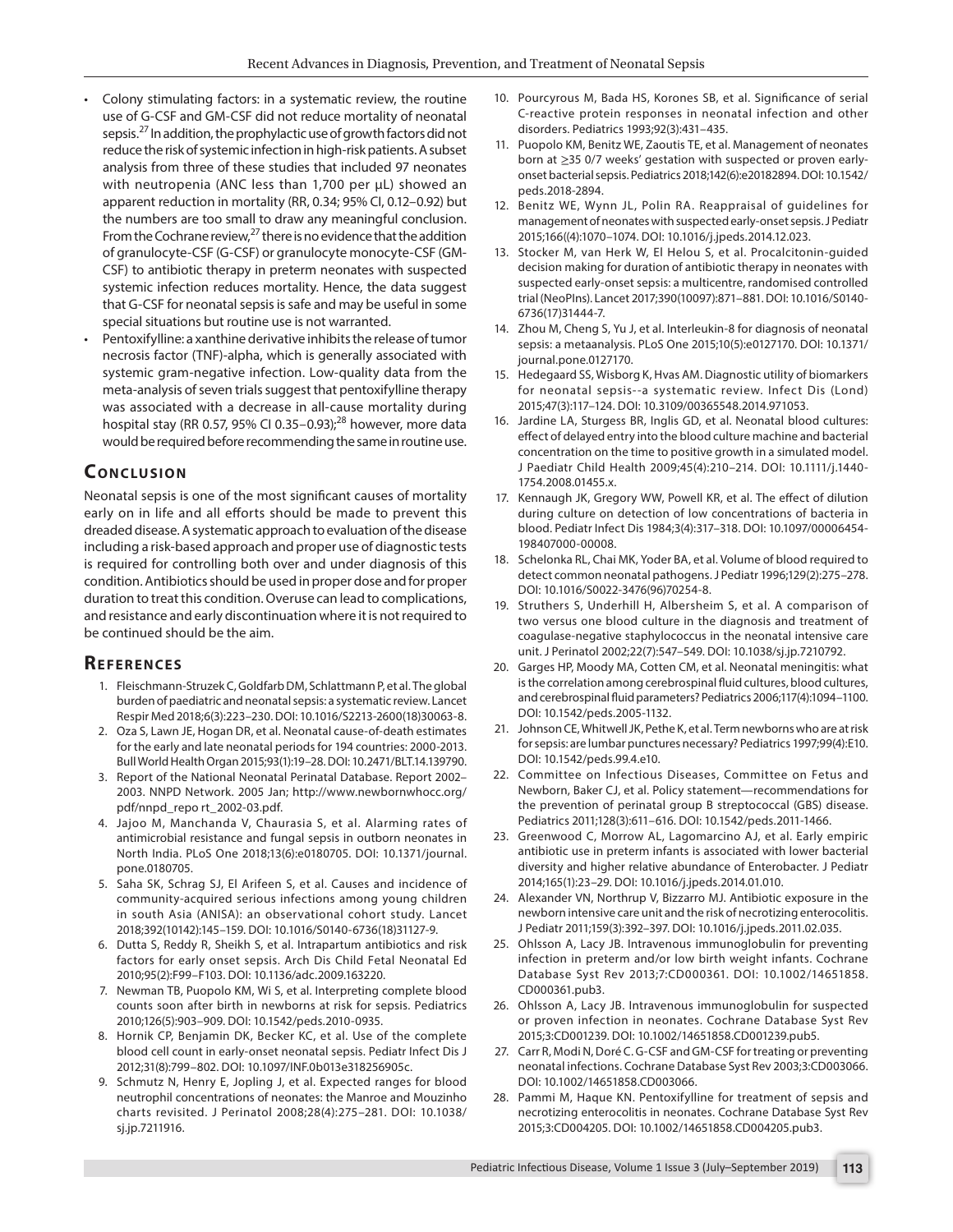- Colony stimulating factors: in a systematic review, the routine use of G-CSF and GM-CSF did not reduce mortality of neonatal sepsis.[27] In addition, the prophylactic use of growth factors did not reduce the risk of systemic infection in high-risk patients. A subset analysis from three of these studies that included 97 neonates with neutropenia (ANC less than 1,700 per µL) showed an apparent reduction in mortality (RR, 0.34; 95% CI, 0.12–0.92) but the numbers are too small to draw any meaningful conclusion. From the Cochrane review,[27] there is no evidence that the addition of granulocyte-CSF (G-CSF) or granulocyte monocyte-CSF (GM-CSF) to antibiotic therapy in preterm neonates with suspected systemic infection reduces mortality. Hence, the data suggest that G-CSF for neonatal sepsis is safe and may be useful in some special situations but routine use is not warranted.
- Pentoxifylline: a xanthine derivative inhibits the release of tumor necrosis factor (TNF)-alpha, which is generally associated with systemic gram-negative infection. Low-quality data from the meta-analysis of seven trials suggest that pentoxifylline therapy was associated with a decrease in all-cause mortality during hospital stay (RR 0.57, 95% CI 0.35–0.93);[28] however, more data would be required before recommending the same in routine use.

## Conclusion

Neonatal sepsis is one of the most significant causes of mortality early on in life and all efforts should be made to prevent this dreaded disease. A systematic approach to evaluation of the disease including a risk-based approach and proper use of diagnostic tests is required for controlling both over and under diagnosis of this condition. Antibiotics should be used in proper dose and for proper duration to treat this condition. Overuse can lead to complications, and resistance and early discontinuation where it is not required to be continued should be the aim.

## References

1. Fleischmann-Struzek C, Goldfarb DM, Schlattmann P, et al. The global burden of paediatric and neonatal sepsis: a systematic review. Lancet Respir Med 2018;6(3):223–230. DOI: 10.1016/S2213-2600(18)30063-8.
2. Oza S, Lawn JE, Hogan DR, et al. Neonatal cause-of-death estimates for the early and late neonatal periods for 194 countries: 2000-2013. Bull World Health Organ 2015;93(1):19–28. DOI: 10.2471/BLT.14.139790.
3. Report of the National Neonatal Perinatal Database. Report 2002–2003. NNPD Network. 2005 Jan; http://www.newbornwhocc.org/pdf/nnpd_repo rt_2002-03.pdf.
4. Jajoo M, Manchanda V, Chaurasia S, et al. Alarming rates of antimicrobial resistance and fungal sepsis in outborn neonates in North India. PLoS One 2018;13(6):e0180705. DOI: 10.1371/journal.pone.0180705.
5. Saha SK, Schrag SJ, El Arifeen S, et al. Causes and incidence of community-acquired serious infections among young children in south Asia (ANISA): an observational cohort study. Lancet 2018;392(10142):145–159. DOI: 10.1016/S0140-6736(18)31127-9.
6. Dutta S, Reddy R, Sheikh S, et al. Intrapartum antibiotics and risk factors for early onset sepsis. Arch Dis Child Fetal Neonatal Ed 2010;95(2):F99–F103. DOI: 10.1136/adc.2009.163220.
7. Newman TB, Puopolo KM, Wi S, et al. Interpreting complete blood counts soon after birth in newborns at risk for sepsis. Pediatrics 2010;126(5):903–909. DOI: 10.1542/peds.2010-0935.
8. Hornik CP, Benjamin DK, Becker KC, et al. Use of the complete blood cell count in early-onset neonatal sepsis. Pediatr Infect Dis J 2012;31(8):799–802. DOI: 10.1097/INF.0b013e318256905c.
9. Schmutz N, Henry E, Jopling J, et al. Expected ranges for blood neutrophil concentrations of neonates: the Manroe and Mouzinho charts revisited. J Perinatol 2008;28(4):275–281. DOI: 10.1038/sj.jp.7211916.
10. Pourcyrous M, Bada HS, Korones SB, et al. Significance of serial C-reactive protein responses in neonatal infection and other disorders. Pediatrics 1993;92(3):431–435.
11. Puopolo KM, Benitz WE, Zaoutis TE, et al. Management of neonates born at ≥35 0/7 weeks' gestation with suspected or proven early-onset bacterial sepsis. Pediatrics 2018;142(6):e20182894. DOI: 10.1542/peds.2018-2894.
12. Benitz WE, Wynn JL, Polin RA. Reappraisal of guidelines for management of neonates with suspected early-onset sepsis. J Pediatr 2015;166((4):1070–1074. DOI: 10.1016/j.jpeds.2014.12.023.
13. Stocker M, van Herk W, El Helou S, et al. Procalcitonin-guided decision making for duration of antibiotic therapy in neonates with suspected early-onset sepsis: a multicentre, randomised controlled trial (NeoPIns). Lancet 2017;390(10097):871–881. DOI: 10.1016/S0140-6736(17)31444-7.
14. Zhou M, Cheng S, Yu J, et al. Interleukin-8 for diagnosis of neonatal sepsis: a metaanalysis. PLoS One 2015;10(5):e0127170. DOI: 10.1371/journal.pone.0127170.
15. Hedegaard SS, Wisborg K, Hvas AM. Diagnostic utility of biomarkers for neonatal sepsis--a systematic review. Infect Dis (Lond) 2015;47(3):117–124. DOI: 10.3109/00365548.2014.971053.
16. Jardine LA, Sturgess BR, Inglis GD, et al. Neonatal blood cultures: effect of delayed entry into the blood culture machine and bacterial concentration on the time to positive growth in a simulated model. J Paediatr Child Health 2009;45(4):210–214. DOI: 10.1111/j.1440-1754.2008.01455.x.
17. Kennaugh JK, Gregory WW, Powell KR, et al. The effect of dilution during culture on detection of low concentrations of bacteria in blood. Pediatr Infect Dis 1984;3(4):317–318. DOI: 10.1097/00006454-198407000-00008.
18. Schelonka RL, Chai MK, Yoder BA, et al. Volume of blood required to detect common neonatal pathogens. J Pediatr 1996;129(2):275–278. DOI: 10.1016/S0022-3476(96)70254-8.
19. Struthers S, Underhill H, Albersheim S, et al. A comparison of two versus one blood culture in the diagnosis and treatment of coagulase-negative staphylococcus in the neonatal intensive care unit. J Perinatol 2002;22(7):547–549. DOI: 10.1038/sj.jp.7210792.
20. Garges HP, Moody MA, Cotten CM, et al. Neonatal meningitis: what is the correlation among cerebrospinal fluid cultures, blood cultures, and cerebrospinal fluid parameters? Pediatrics 2006;117(4):1094–1100. DOI: 10.1542/peds.2005-1132.
21. Johnson CE, Whitwell JK, Pethe K, et al. Term newborns who are at risk for sepsis: are lumbar punctures necessary? Pediatrics 1997;99(4):E10. DOI: 10.1542/peds.99.4.e10.
22. Committee on Infectious Diseases, Committee on Fetus and Newborn, Baker CJ, et al. Policy statement—recommendations for the prevention of perinatal group B streptococcal (GBS) disease. Pediatrics 2011;128(3):611–616. DOI: 10.1542/peds.2011-1466.
23. Greenwood C, Morrow AL, Lagomarcino AJ, et al. Early empiric antibiotic use in preterm infants is associated with lower bacterial diversity and higher relative abundance of Enterobacter. J Pediatr 2014;165(1):23–29. DOI: 10.1016/j.jpeds.2014.01.010.
24. Alexander VN, Northrup V, Bizzarro MJ. Antibiotic exposure in the newborn intensive care unit and the risk of necrotizing enterocolitis. J Pediatr 2011;159(3):392–397. DOI: 10.1016/j.jpeds.2011.02.035.
25. Ohlsson A, Lacy JB. Intravenous immunoglobulin for preventing infection in preterm and/or low birth weight infants. Cochrane Database Syst Rev 2013;7:CD000361. DOI: 10.1002/14651858.CD000361.pub3.
26. Ohlsson A, Lacy JB. Intravenous immunoglobulin for suspected or proven infection in neonates. Cochrane Database Syst Rev 2015;3:CD001239. DOI: 10.1002/14651858.CD001239.pub5.
27. Carr R, Modi N, Doré C. G-CSF and GM-CSF for treating or preventing neonatal infections. Cochrane Database Syst Rev 2003;3:CD003066. DOI: 10.1002/14651858.CD003066.
28. Pammi M, Haque KN. Pentoxifylline for treatment of sepsis and necrotizing enterocolitis in neonates. Cochrane Database Syst Rev 2015;3:CD004205. DOI: 10.1002/14651858.CD004205.pub3.